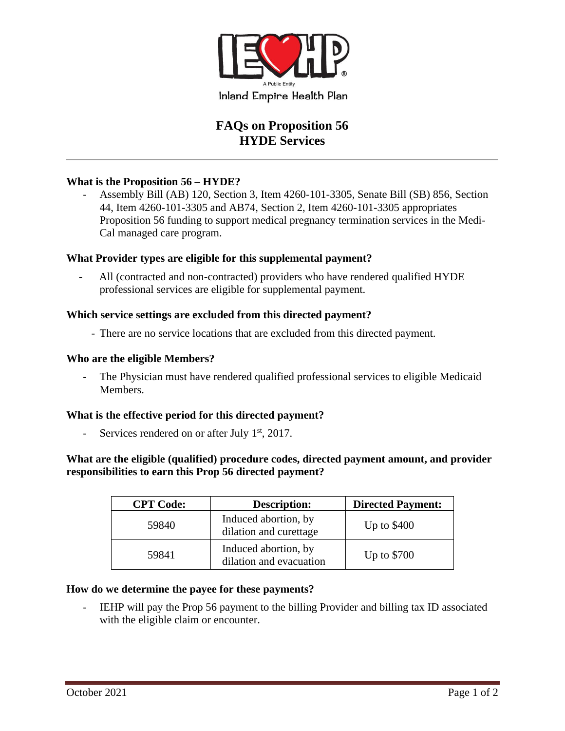Inland Empire Health Plan

A Public Entity

# FAQs on Proposition 56 HYDE Services

### What is the Proposition 56 – HYDE?

- Assembly Bill (AB) 120, Section 3, Item 4260-101-3305, Senate Bill (SB) 856, Section 44, Item 4260-101-3305 and AB74, Section 2, Item 4260-101-3305 appropriates Proposition 56 funding to support medical pregnancy termination services in the Medi-Cal managed care program.

### What Provider types are eligible for this supplemental payment?

- All (contracted and non-contracted) providers who have rendered qualified HYDE professional services are eligible for supplemental payment.

### Which service settings are excluded from this directed payment?

- There are no service locations that are excluded from this directed payment.

### Who are the eligible Members?

- The Physician must have rendered qualified professional services to eligible Medicaid Members.

### What is the effective period for this directed payment?

- Services rendered on or after July 1st, 2017.

### What are the eligible (qualified) procedure codes, directed payment amount, and provider responsibilities to earn this Prop 56 directed payment?

| CPT Code: | Description: | Directed Payment: |
| --- | --- | --- |
| 59840 | Induced abortion, by dilation and curettage | Up to $400 |
| 59841 | Induced abortion, by dilation and evacuation | Up to $700 |

### How do we determine the payee for these payments?

- IEHP will pay the Prop 56 payment to the billing Provider and billing tax ID associated with the eligible claim or encounter.

October 2021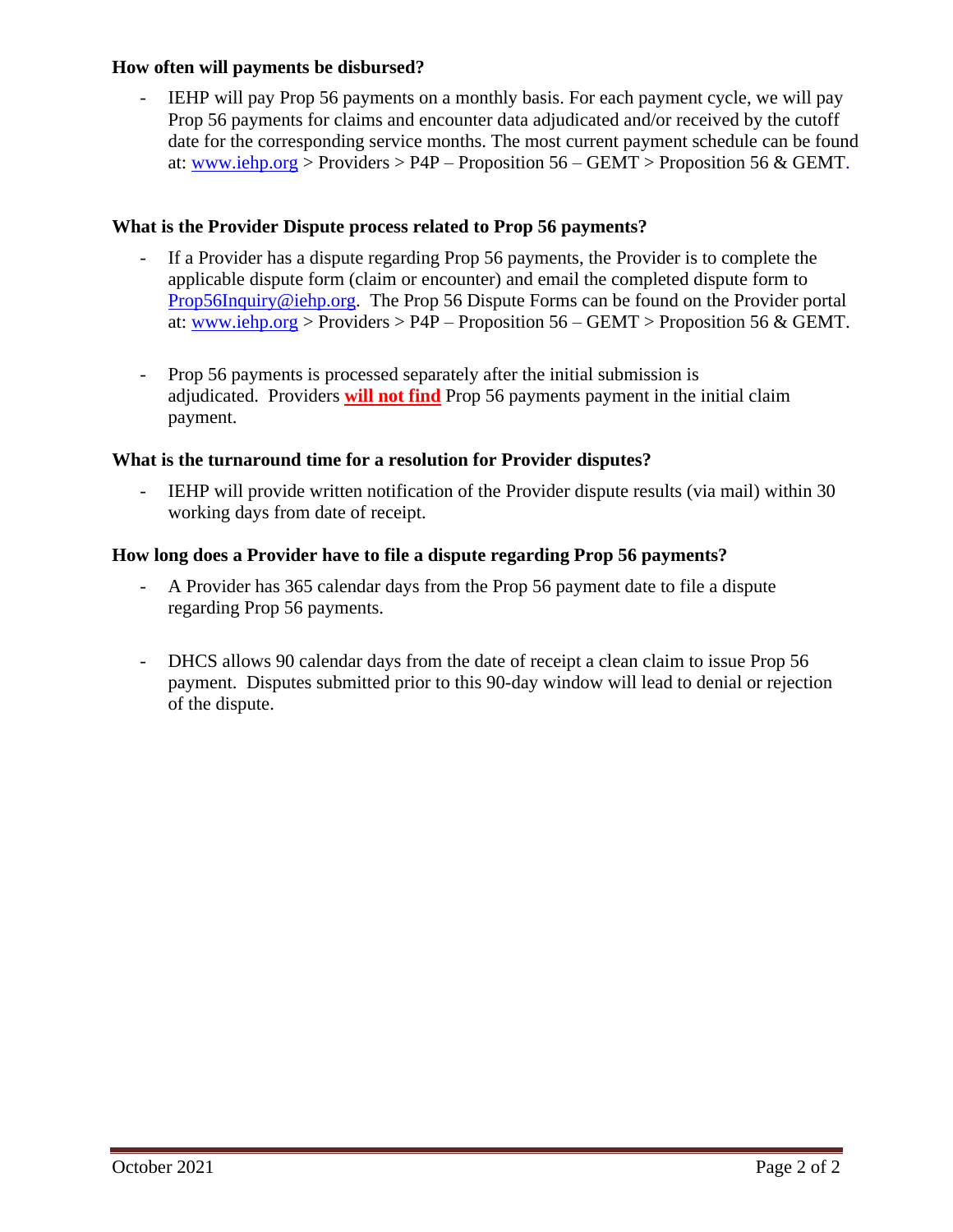**How often will payments be disbursed?**

- IEHP will pay Prop 56 payments on a monthly basis. For each payment cycle, we will pay Prop 56 payments for claims and encounter data adjudicated and/or received by the cutoff date for the corresponding service months. The most current payment schedule can be found at: www.iehp.org > Providers > P4P – Proposition 56 – GEMT > Proposition 56 & GEMT.

**What is the Provider Dispute process related to Prop 56 payments?**

- If a Provider has a dispute regarding Prop 56 payments, the Provider is to complete the applicable dispute form (claim or encounter) and email the completed dispute form to Prop56Inquiry@iehp.org. The Prop 56 Dispute Forms can be found on the Provider portal at: www.iehp.org > Providers > P4P – Proposition 56 – GEMT > Proposition 56 & GEMT.

- Prop 56 payments is processed separately after the initial submission is adjudicated. Providers **will not find** Prop 56 payments payment in the initial claim payment.

**What is the turnaround time for a resolution for Provider disputes?**

- IEHP will provide written notification of the Provider dispute results (via mail) within 30 working days from date of receipt.

**How long does a Provider have to file a dispute regarding Prop 56 payments?**

- A Provider has 365 calendar days from the Prop 56 payment date to file a dispute regarding Prop 56 payments.

- DHCS allows 90 calendar days from the date of receipt a clean claim to issue Prop 56 payment. Disputes submitted prior to this 90-day window will lead to denial or rejection of the dispute.

October 2021